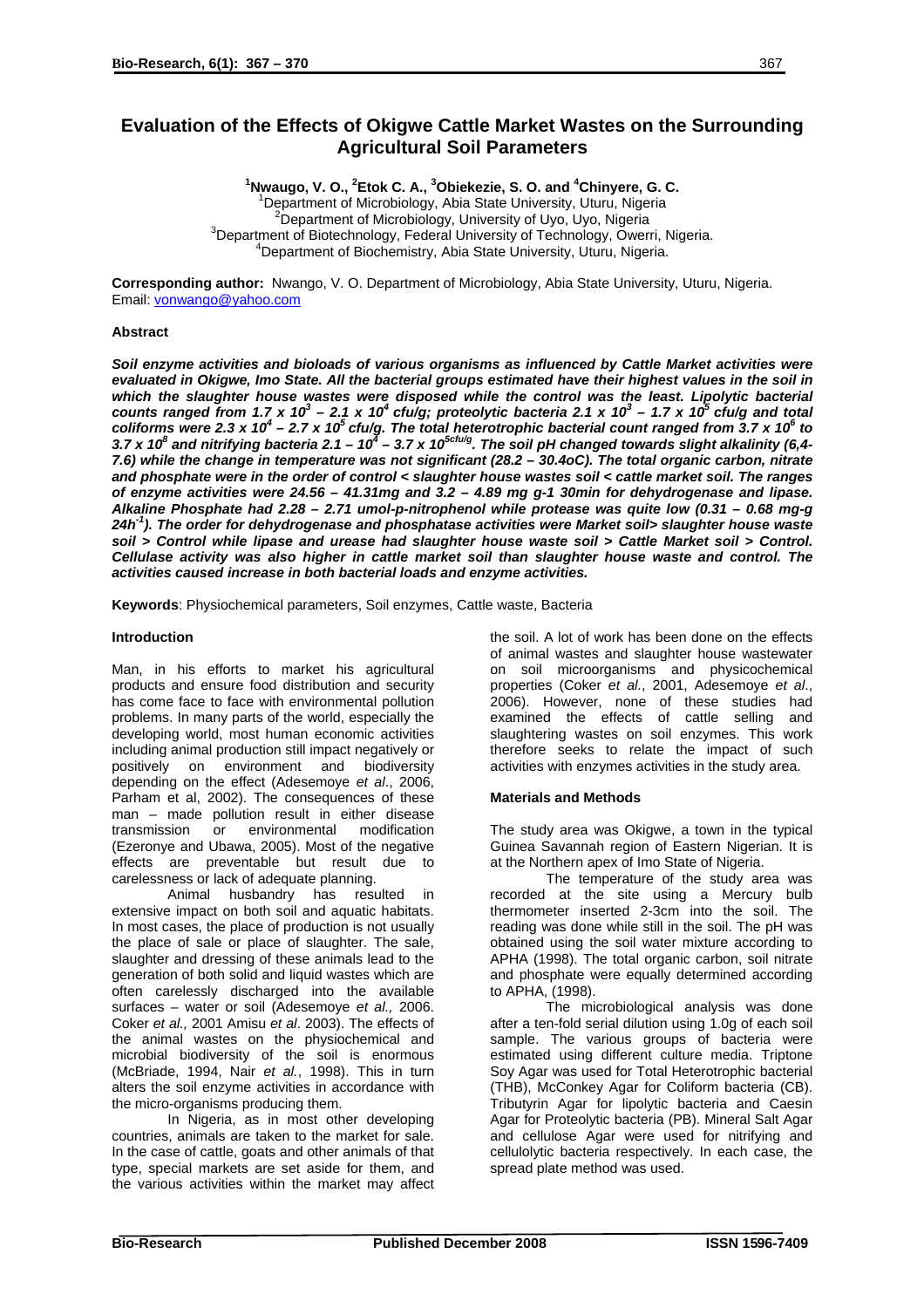# Evaluation of the Effects of Okigwe Cattle Market Wastes on the Surrounding Agricultural Soil Parameters

**[1]Nwaugo, V. O., [2]Etok C. A., [3]Obiekezie, S. O. and [4]Chinyere, G. C.**

[1]Department of Microbiology, Abia State University, Uturu, Nigeria
[2]Department of Microbiology, University of Uyo, Uyo, Nigeria
[3]Department of Biotechnology, Federal University of Technology, Owerri, Nigeria.
[4]Department of Biochemistry, Abia State University, Uturu, Nigeria.

**Corresponding author:** Nwango, V. O. Department of Microbiology, Abia State University, Uturu, Nigeria. Email: vonwango@yahoo.com

## Abstract

***Soil enzyme activities and bioloads of various organisms as influenced by Cattle Market activities were evaluated in Okigwe, Imo State. All the bacterial groups estimated have their highest values in the soil in which the slaughter house wastes were disposed while the control was the least. Lipolytic bacterial counts ranged from 1.7 x $10^3$ – 2.1 x $10^4$ cfu/g; proteolytic bacteria 2.1 x $10^3$ – 1.7 x $10^5$ cfu/g and total coliforms were 2.3 x $10^4$ – 2.7 x $10^5$ cfu/g. The total heterotrophic bacterial count ranged from 3.7 x $10^6$ to 3.7 x $10^8$ and nitrifying bacteria 2.1 – $10^4$ – 3.7 x $10^{5cfu/g}$. The soil pH changed towards slight alkalinity (6,4-7.6) while the change in temperature was not significant (28.2 – 30.4oC). The total organic carbon, nitrate and phosphate were in the order of control < slaughter house wastes soil < cattle market soil. The ranges of enzyme activities were 24.56 – 41.31mg and 3.2 – 4.89 mg g-1 30min for dehydrogenase and lipase. Alkaline Phosphate had 2.28 – 2.71 umol-p-nitrophenol while protease was quite low (0.31 – 0.68 mg-g 24h$^{-1}$). The order for dehydrogenase and phosphatase activities were Market soil> slaughter house waste soil > Control while lipase and urease had slaughter house waste soil > Cattle Market soil > Control. Cellulase activity was also higher in cattle market soil than slaughter house waste and control. The activities caused increase in both bacterial loads and enzyme activities.***

**Keywords**: Physiochemical parameters, Soil enzymes, Cattle waste, Bacteria

## Introduction

Man, in his efforts to market his agricultural products and ensure food distribution and security has come face to face with environmental pollution problems. In many parts of the world, especially the developing world, most human economic activities including animal production still impact negatively or positively on environment and biodiversity depending on the effect (Adesemoye *et al*., 2006, Parham et al, 2002). The consequences of these man – made pollution result in either disease transmission or environmental modification (Ezeronye and Ubawa, 2005). Most of the negative effects are preventable but result due to carelessness or lack of adequate planning.

Animal husbandry has resulted in extensive impact on both soil and aquatic habitats. In most cases, the place of production is not usually the place of sale or place of slaughter. The sale, slaughter and dressing of these animals lead to the generation of both solid and liquid wastes which are often carelessly discharged into the available surfaces – water or soil (Adesemoye *et al.,* 2006. Coker *et al.,* 2001 Amisu *et al*. 2003). The effects of the animal wastes on the physiochemical and microbial biodiversity of the soil is enormous (McBriade, 1994, Nair *et al.*, 1998). This in turn alters the soil enzyme activities in accordance with the micro-organisms producing them.

In Nigeria, as in most other developing countries, animals are taken to the market for sale. In the case of cattle, goats and other animals of that type, special markets are set aside for them, and the various activities within the market may affect the soil. A lot of work has been done on the effects of animal wastes and slaughter house wastewater on soil microorganisms and physicochemical properties (Coker *et al.*, 2001, Adesemoye *et al*., 2006). However, none of these studies had examined the effects of cattle selling and slaughtering wastes on soil enzymes. This work therefore seeks to relate the impact of such activities with enzymes activities in the study area.

## Materials and Methods

The study area was Okigwe, a town in the typical Guinea Savannah region of Eastern Nigerian. It is at the Northern apex of Imo State of Nigeria.

The temperature of the study area was recorded at the site using a Mercury bulb thermometer inserted 2-3cm into the soil. The reading was done while still in the soil. The pH was obtained using the soil water mixture according to APHA (1998). The total organic carbon, soil nitrate and phosphate were equally determined according to APHA, (1998).

The microbiological analysis was done after a ten-fold serial dilution using 1.0g of each soil sample. The various groups of bacteria were estimated using different culture media. Triptone Soy Agar was used for Total Heterotrophic bacterial (THB), McConkey Agar for Coliform bacteria (CB). Tributyrin Agar for lipolytic bacteria and Caesin Agar for Proteolytic bacteria (PB). Mineral Salt Agar and cellulose Agar were used for nitrifying and cellulolytic bacteria respectively. In each case, the spread plate method was used.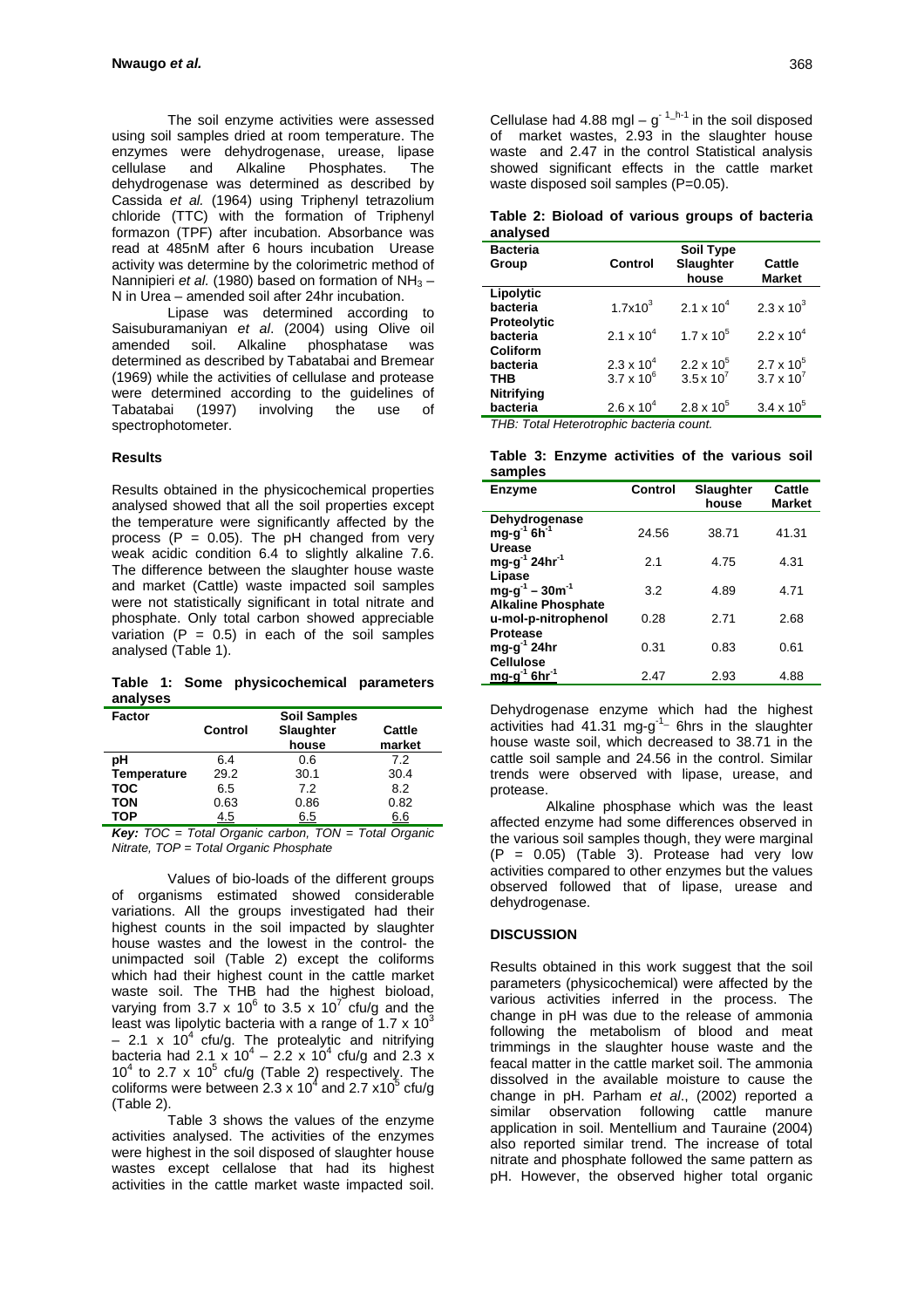The soil enzyme activities were assessed using soil samples dried at room temperature. The enzymes were dehydrogenase, urease, lipase cellulase and Alkaline Phosphates. The dehydrogenase was determined as described by Cassida *et al.* (1964) using Triphenyl tetrazolium chloride (TTC) with the formation of Triphenyl formazon (TPF) after incubation. Absorbance was read at 485nM after 6 hours incubation Urease activity was determine by the colorimetric method of Nannipieri *et al.* (1980) based on formation of $NH_3$ – N in Urea – amended soil after 24hr incubation.

Lipase was determined according to Saisuburamaniyan *et al*. (2004) using Olive oil amended soil. Alkaline phosphatase was determined as described by Tabatabai and Bremear (1969) while the activities of cellulase and protease were determined according to the guidelines of Tabatabai (1997) involving the use of spectrophotometer.

## Results

Results obtained in the physicochemical properties analysed showed that all the soil properties except the temperature were significantly affected by the process (P = 0.05). The pH changed from very weak acidic condition 6.4 to slightly alkaline 7.6. The difference between the slaughter house waste and market (Cattle) waste impacted soil samples were not statistically significant in total nitrate and phosphate. Only total carbon showed appreciable variation (P = 0.5) in each of the soil samples analysed (Table 1).

**Table 1: Some physicochemical parameters analyses**

| Factor | Soil Samples | | |
|---|---|---|---|
| | Control | Slaughter house | Cattle market |
| pH | 6.4 | 0.6 | 7.2 |
| Temperature | 29.2 | 30.1 | 30.4 |
| TOC | 6.5 | 7.2 | 8.2 |
| TON | 0.63 | 0.86 | 0.82 |
| TOP | 4.5 | 6.5 | 6.6 |

***Key:*** *TOC = Total Organic carbon, TON = Total Organic Nitrate, TOP = Total Organic Phosphate*

Values of bio-loads of the different groups of organisms estimated showed considerable variations. All the groups investigated had their highest counts in the soil impacted by slaughter house wastes and the lowest in the control- the unimpacted soil (Table 2) except the coliforms which had their highest count in the cattle market waste soil. The THB had the highest bioload, varying from $3.7 \times 10^6$ to $3.5 \times 10^7$ cfu/g and the least was lipolytic bacteria with a range of $1.7 \times 10^3$ – $2.1 \times 10^4$ cfu/g. The protealytic and nitrifying bacteria had $2.1 \times 10^4$ – $2.2 \times 10^4$ cfu/g and $2.3 \times 10^4$ to $2.7 \times 10^5$ cfu/g (Table 2) respectively. The coliforms were between $2.3 \times 10^4$ and $2.7 \times 10^5$ cfu/g (Table 2).

Table 3 shows the values of the enzyme activities analysed. The activities of the enzymes were highest in the soil disposed of slaughter house wastes except cellalose that had its highest activities in the cattle market waste impacted soil. Cellulase had 4.88 mgl – $g^{-1}h^{-1}$ in the soil disposed of market wastes, 2.93 in the slaughter house waste and 2.47 in the control Statistical analysis showed significant effects in the cattle market waste disposed soil samples (P=0.05).

**Table 2: Bioload of various groups of bacteria analysed**

| Bacteria Group | Soil Type | | |
|---|---|---|---|
| | Control | Slaughter house | Cattle Market |
| Lipolytic bacteria | $1.7 \times 10^3$ | $2.1 \times 10^4$ | $2.3 \times 10^3$ |
| Proteolytic bacteria | $2.1 \times 10^4$ | $1.7 \times 10^5$ | $2.2 \times 10^4$ |
| Coliform bacteria | $2.3 \times 10^4$ | $2.2 \times 10^5$ | $2.7 \times 10^5$ |
| THB | $3.7 \times 10^6$ | $3.5 \times 10^7$ | $3.7 \times 10^7$ |
| Nitrifying bacteria | $2.6 \times 10^4$ | $2.8 \times 10^5$ | $3.4 \times 10^5$ |

*THB: Total Heterotrophic bacteria count.*

**Table 3: Enzyme activities of the various soil samples**

| Enzyme | Control | Slaughter house | Cattle Market |
|---|---|---|---|
| Dehydrogenase $mg\text{-}g^{-1}\,6h^{-1}$ | 24.56 | 38.71 | 41.31 |
| Urease $mg\text{-}g^{-1}\,24hr^{-1}$ | 2.1 | 4.75 | 4.31 |
| Lipase $mg\text{-}g^{-1} - 30m^{-1}$ | 3.2 | 4.89 | 4.71 |
| Alkaline Phosphate u-mol-p-nitrophenol | 0.28 | 2.71 | 2.68 |
| Protease $mg\text{-}g^{-1}$ 24hr | 0.31 | 0.83 | 0.61 |
| Cellulose $mg\text{-}g^{-1}\,6hr^{-1}$ | 2.47 | 2.93 | 4.88 |

Dehydrogenase enzyme which had the highest activities had 41.31 $mg\text{-}g^{-1}$– 6hrs in the slaughter house waste soil, which decreased to 38.71 in the cattle soil sample and 24.56 in the control. Similar trends were observed with lipase, urease, and protease.

Alkaline phosphase which was the least affected enzyme had some differences observed in the various soil samples though, they were marginal (P = 0.05) (Table 3). Protease had very low activities compared to other enzymes but the values observed followed that of lipase, urease and dehydrogenase.

## DISCUSSION

Results obtained in this work suggest that the soil parameters (physicochemical) were affected by the various activities inferred in the process. The change in pH was due to the release of ammonia following the metabolism of blood and meat trimmings in the slaughter house waste and the feacal matter in the cattle market soil. The ammonia dissolved in the available moisture to cause the change in pH. Parham *et al*., (2002) reported a similar observation following cattle manure application in soil. Mentellium and Tauraine (2004) also reported similar trend. The increase of total nitrate and phosphate followed the same pattern as pH. However, the observed higher total organic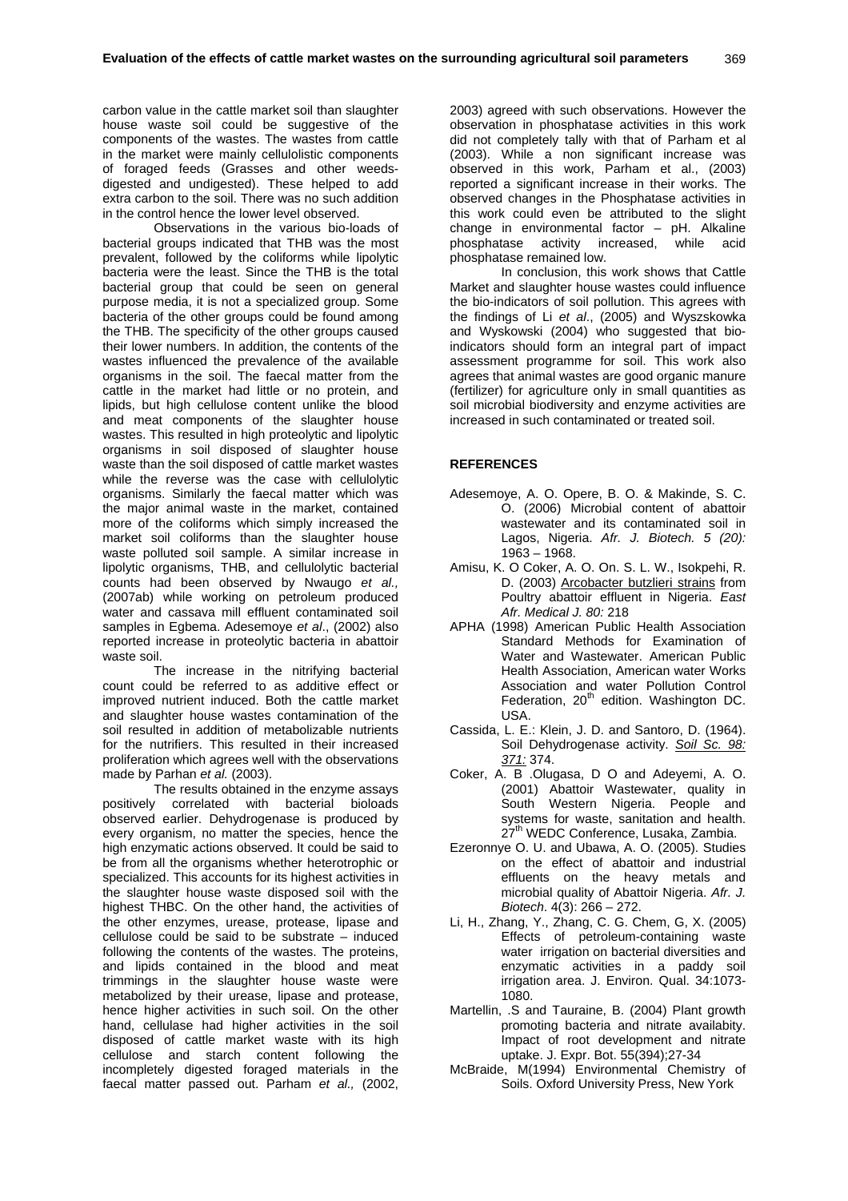carbon value in the cattle market soil than slaughter house waste soil could be suggestive of the components of the wastes. The wastes from cattle in the market were mainly cellulolistic components of foraged feeds (Grasses and other weeds-digested and undigested). These helped to add extra carbon to the soil. There was no such addition in the control hence the lower level observed.

Observations in the various bio-loads of bacterial groups indicated that THB was the most prevalent, followed by the coliforms while lipolytic bacteria were the least. Since the THB is the total bacterial group that could be seen on general purpose media, it is not a specialized group. Some bacteria of the other groups could be found among the THB. The specificity of the other groups caused their lower numbers. In addition, the contents of the wastes influenced the prevalence of the available organisms in the soil. The faecal matter from the cattle in the market had little or no protein, and lipids, but high cellulose content unlike the blood and meat components of the slaughter house wastes. This resulted in high proteolytic and lipolytic organisms in soil disposed of slaughter house waste than the soil disposed of cattle market wastes while the reverse was the case with cellulolytic organisms. Similarly the faecal matter which was the major animal waste in the market, contained more of the coliforms which simply increased the market soil coliforms than the slaughter house waste polluted soil sample. A similar increase in lipolytic organisms, THB, and cellulolytic bacterial counts had been observed by Nwaugo *et al.,* (2007ab) while working on petroleum produced water and cassava mill effluent contaminated soil samples in Egbema. Adesemoye *et al*., (2002) also reported increase in proteolytic bacteria in abattoir waste soil.

The increase in the nitrifying bacterial count could be referred to as additive effect or improved nutrient induced. Both the cattle market and slaughter house wastes contamination of the soil resulted in addition of metabolizable nutrients for the nutrifiers. This resulted in their increased proliferation which agrees well with the observations made by Parhan *et al.* (2003).

The results obtained in the enzyme assays positively correlated with bacterial bioloads observed earlier. Dehydrogenase is produced by every organism, no matter the species, hence the high enzymatic actions observed. It could be said to be from all the organisms whether heterotrophic or specialized. This accounts for its highest activities in the slaughter house waste disposed soil with the highest THBC. On the other hand, the activities of the other enzymes, urease, protease, lipase and cellulose could be said to be substrate – induced following the contents of the wastes. The proteins, and lipids contained in the blood and meat trimmings in the slaughter house waste were metabolized by their urease, lipase and protease, hence higher activities in such soil. On the other hand, cellulase had higher activities in the soil disposed of cattle market waste with its high cellulose and starch content following the incompletely digested foraged materials in the faecal matter passed out. Parham *et al.,* (2002, 2003) agreed with such observations. However the observation in phosphatase activities in this work did not completely tally with that of Parham et al (2003). While a non significant increase was observed in this work, Parham et al., (2003) reported a significant increase in their works. The observed changes in the Phosphatase activities in this work could even be attributed to the slight change in environmental factor – pH. Alkaline phosphatase activity increased, while acid phosphatase remained low.

In conclusion, this work shows that Cattle Market and slaughter house wastes could influence the bio-indicators of soil pollution. This agrees with the findings of Li *et al*., (2005) and Wyszskowka and Wyskowski (2004) who suggested that bio-indicators should form an integral part of impact assessment programme for soil. This work also agrees that animal wastes are good organic manure (fertilizer) for agriculture only in small quantities as soil microbial biodiversity and enzyme activities are increased in such contaminated or treated soil.

## REFERENCES

Adesemoye, A. O. Opere, B. O. & Makinde, S. C. O. (2006) Microbial content of abattoir wastewater and its contaminated soil in Lagos, Nigeria. *Afr. J. Biotech. 5 (20):* 1963 – 1968.

Amisu, K. O Coker, A. O. On. S. L. W., Isokpehi, R. D. (2003) Arcobacter butzlieri strains from Poultry abattoir effluent in Nigeria. *East Afr. Medical J. 80:* 218

APHA (1998) American Public Health Association Standard Methods for Examination of Water and Wastewater. American Public Health Association, American water Works Association and water Pollution Control Federation, 20th edition. Washington DC. USA.

Cassida, L. E.: Klein, J. D. and Santoro, D. (1964). Soil Dehydrogenase activity. *Soil Sc. 98: 371:* 374.

Coker, A. B .Olugasa, D O and Adeyemi, A. O. (2001) Abattoir Wastewater, quality in South Western Nigeria. People and systems for waste, sanitation and health. 27th WEDC Conference, Lusaka, Zambia.

Ezeronnye O. U. and Ubawa, A. O. (2005). Studies on the effect of abattoir and industrial effluents on the heavy metals and microbial quality of Abattoir Nigeria. *Afr. J. Biotech*. 4(3): 266 – 272.

Li, H., Zhang, Y., Zhang, C. G. Chem, G, X. (2005) Effects of petroleum-containing waste water irrigation on bacterial diversities and enzymatic activities in a paddy soil irrigation area. J. Environ. Qual. 34:1073-1080.

Martellin, .S and Tauraine, B. (2004) Plant growth promoting bacteria and nitrate availabity. Impact of root development and nitrate uptake. J. Expr. Bot. 55(394);27-34

McBraide, M(1994) Environmental Chemistry of Soils. Oxford University Press, New York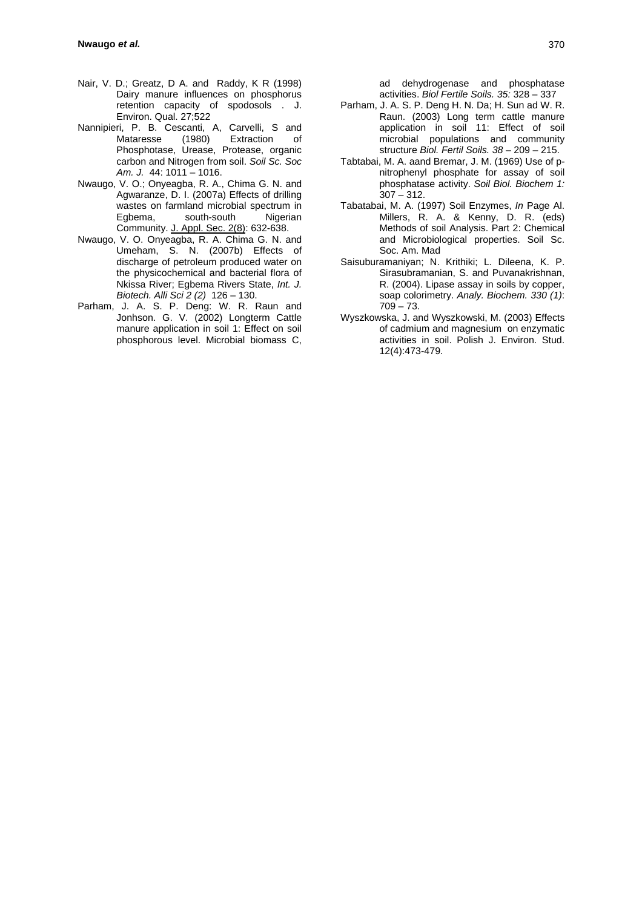Nair, V. D.; Greatz, D A. and Raddy, K R (1998) Dairy manure influences on phosphorus retention capacity of spodosols . J. Environ. Qual. 27;522

Nannipieri, P. B. Cescanti, A, Carvelli, S and Mataresse (1980) Extraction of Phosphotase, Urease, Protease, organic carbon and Nitrogen from soil. *Soil Sc. Soc Am. J.* 44: 1011 – 1016.

Nwaugo, V. O.; Onyeagba, R. A., Chima G. N. and Agwaranze, D. I. (2007a) Effects of drilling wastes on farmland microbial spectrum in Egbema, south-south Nigerian Community. J. Appl. Sec. 2(8): 632-638.

Nwaugo, V. O. Onyeagba, R. A. Chima G. N. and Umeham, S. N. (2007b) Effects of discharge of petroleum produced water on the physicochemical and bacterial flora of Nkissa River; Egbema Rivers State, *Int. J. Biotech. Alli Sci 2 (2)* 126 – 130.

Parham, J. A. S. P. Deng: W. R. Raun and Jonhson. G. V. (2002) Longterm Cattle manure application in soil 1: Effect on soil phosphorous level. Microbial biomass C, ad dehydrogenase and phosphatase activities. *Biol Fertile Soils. 35:* 328 – 337

Parham, J. A. S. P. Deng H. N. Da; H. Sun ad W. R. Raun. (2003) Long term cattle manure application in soil 11: Effect of soil microbial populations and community structure *Biol. Fertil Soils. 38* – 209 – 215.

Tabtabai, M. A. aand Bremar, J. M. (1969) Use of p-nitrophenyl phosphate for assay of soil phosphatase activity. *Soil Biol. Biochem 1:* 307 – 312.

Tabatabai, M. A. (1997) Soil Enzymes, *In* Page Al. Millers, R. A. & Kenny, D. R. (eds) Methods of soil Analysis. Part 2: Chemical and Microbiological properties. Soil Sc. Soc. Am. Mad

Saisuburamaniyan; N. Krithiki; L. Dileena, K. P. Sirasubramanian, S. and Puvanakrishnan, R. (2004). Lipase assay in soils by copper, soap colorimetry. *Analy. Biochem. 330 (1)*: 709 – 73.

Wyszkowska, J. and Wyszkowski, M. (2003) Effects of cadmium and magnesium on enzymatic activities in soil. Polish J. Environ. Stud. 12(4):473-479.